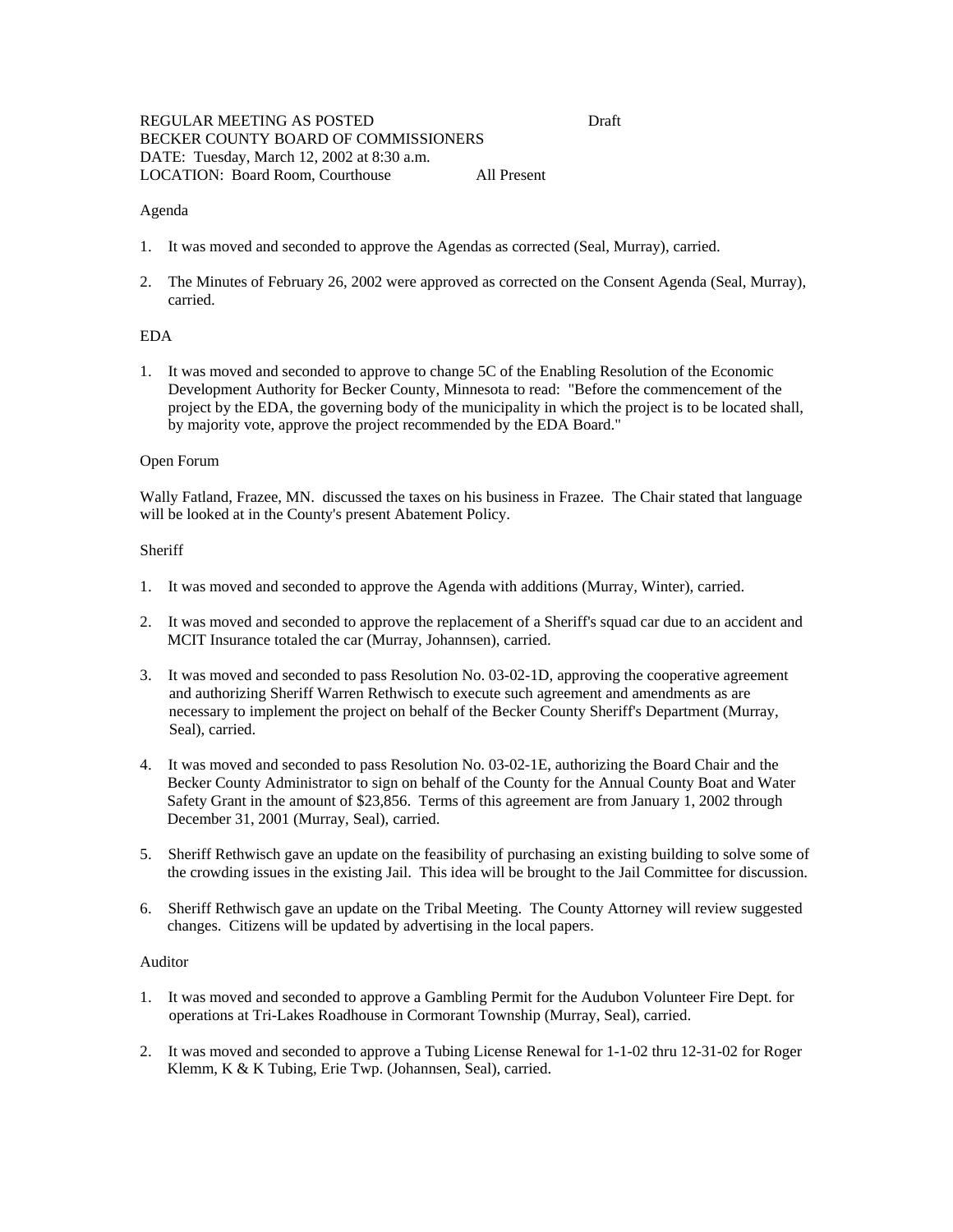REGULAR MEETING AS POSTED Draft
BECKER COUNTY BOARD OF COMMISSIONERS
DATE: Tuesday, March 12, 2002 at 8:30 a.m.
LOCATION: Board Room, Courthouse All Present

Agenda

1. It was moved and seconded to approve the Agendas as corrected (Seal, Murray), carried.

2. The Minutes of February 26, 2002 were approved as corrected on the Consent Agenda (Seal, Murray), carried.

EDA

1. It was moved and seconded to approve to change 5C of the Enabling Resolution of the Economic Development Authority for Becker County, Minnesota to read: "Before the commencement of the project by the EDA, the governing body of the municipality in which the project is to be located shall, by majority vote, approve the project recommended by the EDA Board."

Open Forum

Wally Fatland, Frazee, MN. discussed the taxes on his business in Frazee. The Chair stated that language will be looked at in the County's present Abatement Policy.

Sheriff

1. It was moved and seconded to approve the Agenda with additions (Murray, Winter), carried.

2. It was moved and seconded to approve the replacement of a Sheriff's squad car due to an accident and MCIT Insurance totaled the car (Murray, Johannsen), carried.

3. It was moved and seconded to pass Resolution No. 03-02-1D, approving the cooperative agreement and authorizing Sheriff Warren Rethwisch to execute such agreement and amendments as are necessary to implement the project on behalf of the Becker County Sheriff's Department (Murray, Seal), carried.

4. It was moved and seconded to pass Resolution No. 03-02-1E, authorizing the Board Chair and the Becker County Administrator to sign on behalf of the County for the Annual County Boat and Water Safety Grant in the amount of $23,856. Terms of this agreement are from January 1, 2002 through December 31, 2001 (Murray, Seal), carried.

5. Sheriff Rethwisch gave an update on the feasibility of purchasing an existing building to solve some of the crowding issues in the existing Jail. This idea will be brought to the Jail Committee for discussion.

6. Sheriff Rethwisch gave an update on the Tribal Meeting. The County Attorney will review suggested changes. Citizens will be updated by advertising in the local papers.

Auditor

1. It was moved and seconded to approve a Gambling Permit for the Audubon Volunteer Fire Dept. for operations at Tri-Lakes Roadhouse in Cormorant Township (Murray, Seal), carried.

2. It was moved and seconded to approve a Tubing License Renewal for 1-1-02 thru 12-31-02 for Roger Klemm, K & K Tubing, Erie Twp. (Johannsen, Seal), carried.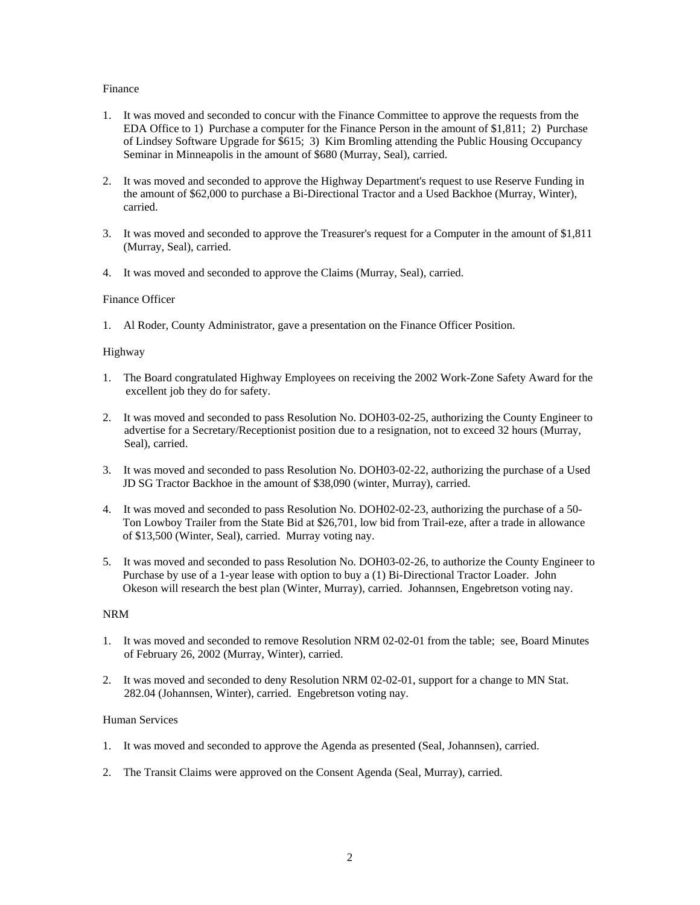Finance

1. It was moved and seconded to concur with the Finance Committee to approve the requests from the EDA Office to 1) Purchase a computer for the Finance Person in the amount of $1,811; 2) Purchase of Lindsey Software Upgrade for $615; 3) Kim Bromling attending the Public Housing Occupancy Seminar in Minneapolis in the amount of $680 (Murray, Seal), carried.

2. It was moved and seconded to approve the Highway Department's request to use Reserve Funding in the amount of $62,000 to purchase a Bi-Directional Tractor and a Used Backhoe (Murray, Winter), carried.

3. It was moved and seconded to approve the Treasurer's request for a Computer in the amount of $1,811 (Murray, Seal), carried.

4. It was moved and seconded to approve the Claims (Murray, Seal), carried.

Finance Officer

1. Al Roder, County Administrator, gave a presentation on the Finance Officer Position.

Highway

1. The Board congratulated Highway Employees on receiving the 2002 Work-Zone Safety Award for the excellent job they do for safety.

2. It was moved and seconded to pass Resolution No. DOH03-02-25, authorizing the County Engineer to advertise for a Secretary/Receptionist position due to a resignation, not to exceed 32 hours (Murray, Seal), carried.

3. It was moved and seconded to pass Resolution No. DOH03-02-22, authorizing the purchase of a Used JD SG Tractor Backhoe in the amount of $38,090 (winter, Murray), carried.

4. It was moved and seconded to pass Resolution No. DOH02-02-23, authorizing the purchase of a 50-Ton Lowboy Trailer from the State Bid at $26,701, low bid from Trail-eze, after a trade in allowance of $13,500 (Winter, Seal), carried. Murray voting nay.

5. It was moved and seconded to pass Resolution No. DOH03-02-26, to authorize the County Engineer to Purchase by use of a 1-year lease with option to buy a (1) Bi-Directional Tractor Loader. John Okeson will research the best plan (Winter, Murray), carried. Johannsen, Engebretson voting nay.

NRM

1. It was moved and seconded to remove Resolution NRM 02-02-01 from the table; see, Board Minutes of February 26, 2002 (Murray, Winter), carried.

2. It was moved and seconded to deny Resolution NRM 02-02-01, support for a change to MN Stat. 282.04 (Johannsen, Winter), carried. Engebretson voting nay.

Human Services

1. It was moved and seconded to approve the Agenda as presented (Seal, Johannsen), carried.

2. The Transit Claims were approved on the Consent Agenda (Seal, Murray), carried.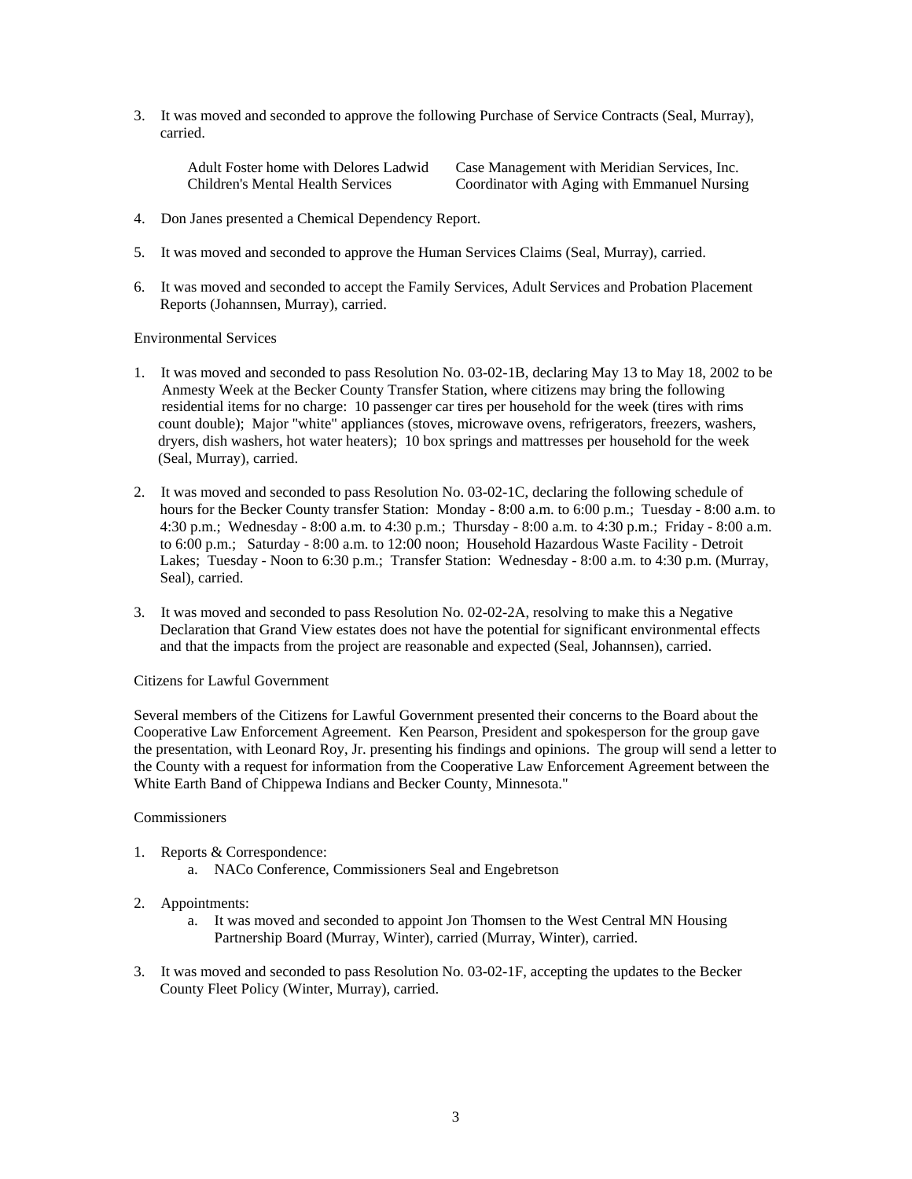3. It was moved and seconded to approve the following Purchase of Service Contracts (Seal, Murray), carried.

| | |
|---|---|
| Adult Foster home with Delores Ladwid | Case Management with Meridian Services, Inc. |
| Children's Mental Health Services | Coordinator with Aging with Emmanuel Nursing |

4. Don Janes presented a Chemical Dependency Report.

5. It was moved and seconded to approve the Human Services Claims (Seal, Murray), carried.

6. It was moved and seconded to accept the Family Services, Adult Services and Probation Placement Reports (Johannsen, Murray), carried.

Environmental Services

1. It was moved and seconded to pass Resolution No. 03-02-1B, declaring May 13 to May 18, 2002 to be Anmesty Week at the Becker County Transfer Station, where citizens may bring the following residential items for no charge: 10 passenger car tires per household for the week (tires with rims count double); Major "white" appliances (stoves, microwave ovens, refrigerators, freezers, washers, dryers, dish washers, hot water heaters); 10 box springs and mattresses per household for the week (Seal, Murray), carried.

2. It was moved and seconded to pass Resolution No. 03-02-1C, declaring the following schedule of hours for the Becker County transfer Station: Monday - 8:00 a.m. to 6:00 p.m.; Tuesday - 8:00 a.m. to 4:30 p.m.; Wednesday - 8:00 a.m. to 4:30 p.m.; Thursday - 8:00 a.m. to 4:30 p.m.; Friday - 8:00 a.m. to 6:00 p.m.; Saturday - 8:00 a.m. to 12:00 noon; Household Hazardous Waste Facility - Detroit Lakes; Tuesday - Noon to 6:30 p.m.; Transfer Station: Wednesday - 8:00 a.m. to 4:30 p.m. (Murray, Seal), carried.

3. It was moved and seconded to pass Resolution No. 02-02-2A, resolving to make this a Negative Declaration that Grand View estates does not have the potential for significant environmental effects and that the impacts from the project are reasonable and expected (Seal, Johannsen), carried.

Citizens for Lawful Government

Several members of the Citizens for Lawful Government presented their concerns to the Board about the Cooperative Law Enforcement Agreement. Ken Pearson, President and spokesperson for the group gave the presentation, with Leonard Roy, Jr. presenting his findings and opinions. The group will send a letter to the County with a request for information from the Cooperative Law Enforcement Agreement between the White Earth Band of Chippewa Indians and Becker County, Minnesota."

Commissioners

1. Reports & Correspondence:
   a. NACo Conference, Commissioners Seal and Engebretson

2. Appointments:
   a. It was moved and seconded to appoint Jon Thomsen to the West Central MN Housing Partnership Board (Murray, Winter), carried (Murray, Winter), carried.

3. It was moved and seconded to pass Resolution No. 03-02-1F, accepting the updates to the Becker County Fleet Policy (Winter, Murray), carried.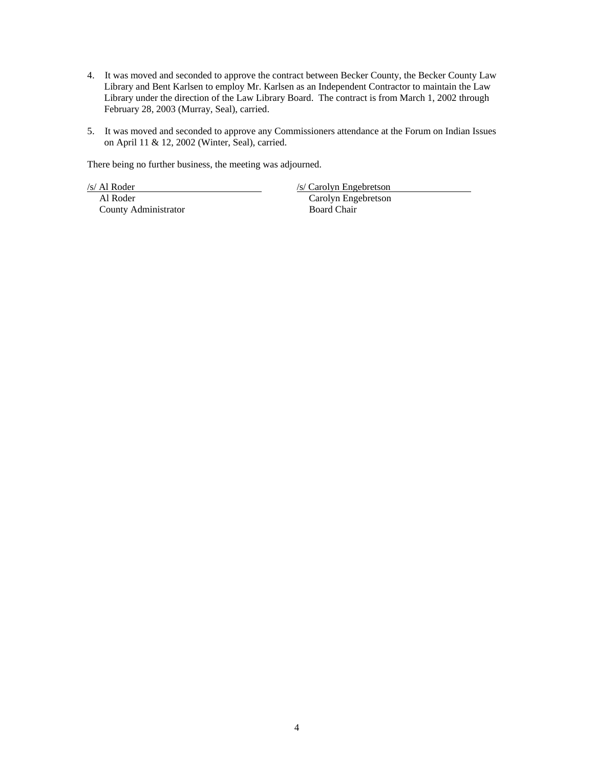4. It was moved and seconded to approve the contract between Becker County, the Becker County Law Library and Bent Karlsen to employ Mr. Karlsen as an Independent Contractor to maintain the Law Library under the direction of the Law Library Board. The contract is from March 1, 2002 through February 28, 2003 (Murray, Seal), carried.

5. It was moved and seconded to approve any Commissioners attendance at the Forum on Indian Issues on April 11 & 12, 2002 (Winter, Seal), carried.

There being no further business, the meeting was adjourned.

/s/ Al Roder
Al Roder
County Administrator

/s/ Carolyn Engebretson
Carolyn Engebretson
Board Chair